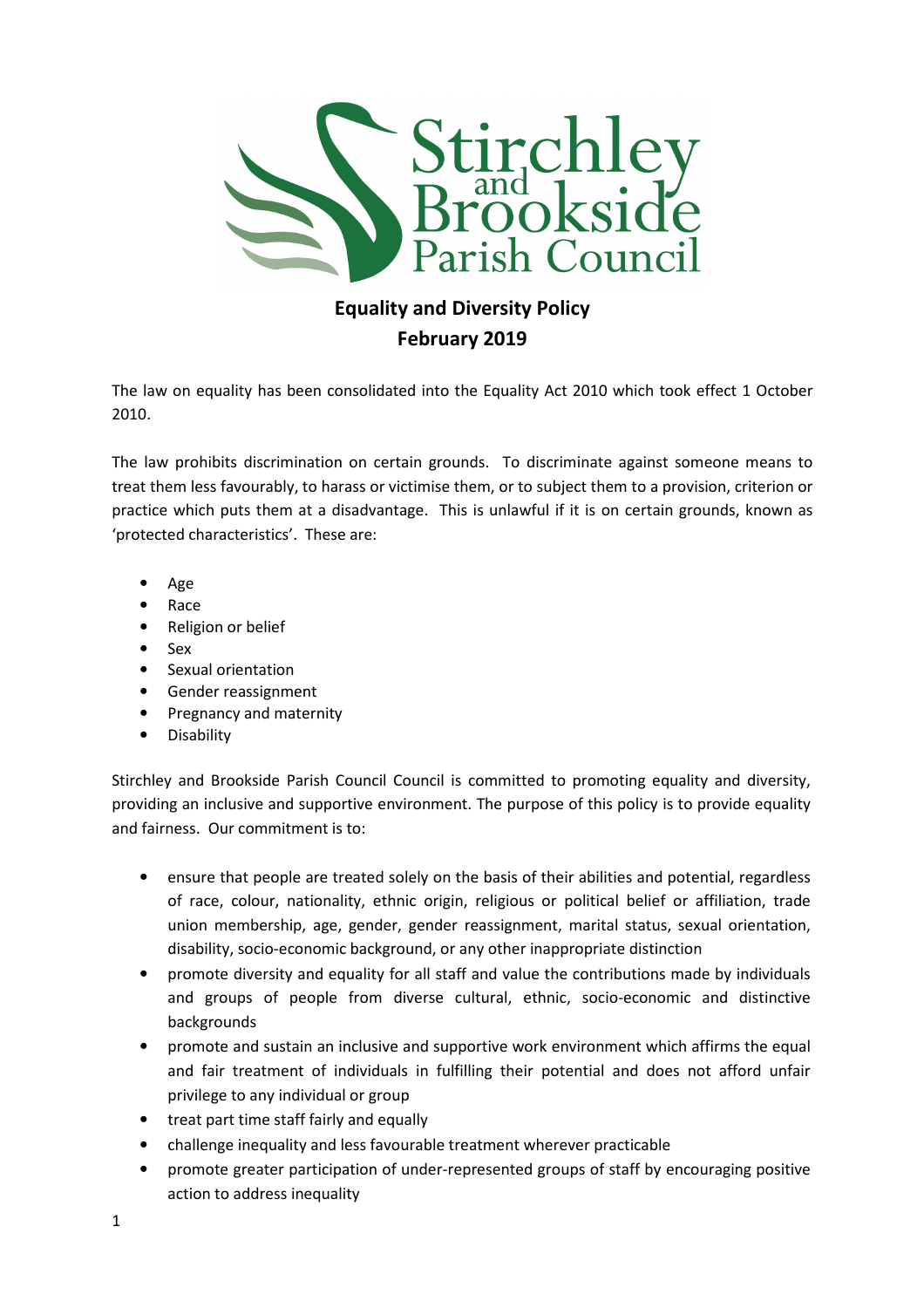Stirchley and Brookside Parish Council

# Equality and Diversity Policy
## February 2019

The law on equality has been consolidated into the Equality Act 2010 which took effect 1 October 2010.

The law prohibits discrimination on certain grounds. To discriminate against someone means to treat them less favourably, to harass or victimise them, or to subject them to a provision, criterion or practice which puts them at a disadvantage. This is unlawful if it is on certain grounds, known as 'protected characteristics'. These are:

- Age
- Race
- Religion or belief
- Sex
- Sexual orientation
- Gender reassignment
- Pregnancy and maternity
- Disability

Stirchley and Brookside Parish Council Council is committed to promoting equality and diversity, providing an inclusive and supportive environment. The purpose of this policy is to provide equality and fairness. Our commitment is to:

- ensure that people are treated solely on the basis of their abilities and potential, regardless of race, colour, nationality, ethnic origin, religious or political belief or affiliation, trade union membership, age, gender, gender reassignment, marital status, sexual orientation, disability, socio-economic background, or any other inappropriate distinction
- promote diversity and equality for all staff and value the contributions made by individuals and groups of people from diverse cultural, ethnic, socio-economic and distinctive backgrounds
- promote and sustain an inclusive and supportive work environment which affirms the equal and fair treatment of individuals in fulfilling their potential and does not afford unfair privilege to any individual or group
- treat part time staff fairly and equally
- challenge inequality and less favourable treatment wherever practicable
- promote greater participation of under-represented groups of staff by encouraging positive action to address inequality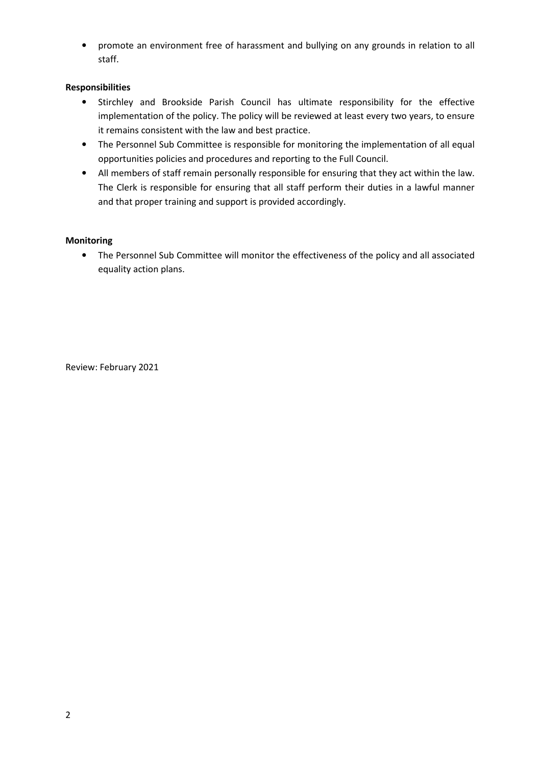- promote an environment free of harassment and bullying on any grounds in relation to all staff.

**Responsibilities**

- Stirchley and Brookside Parish Council has ultimate responsibility for the effective implementation of the policy. The policy will be reviewed at least every two years, to ensure it remains consistent with the law and best practice.
- The Personnel Sub Committee is responsible for monitoring the implementation of all equal opportunities policies and procedures and reporting to the Full Council.
- All members of staff remain personally responsible for ensuring that they act within the law. The Clerk is responsible for ensuring that all staff perform their duties in a lawful manner and that proper training and support is provided accordingly.

**Monitoring**

- The Personnel Sub Committee will monitor the effectiveness of the policy and all associated equality action plans.

Review: February 2021